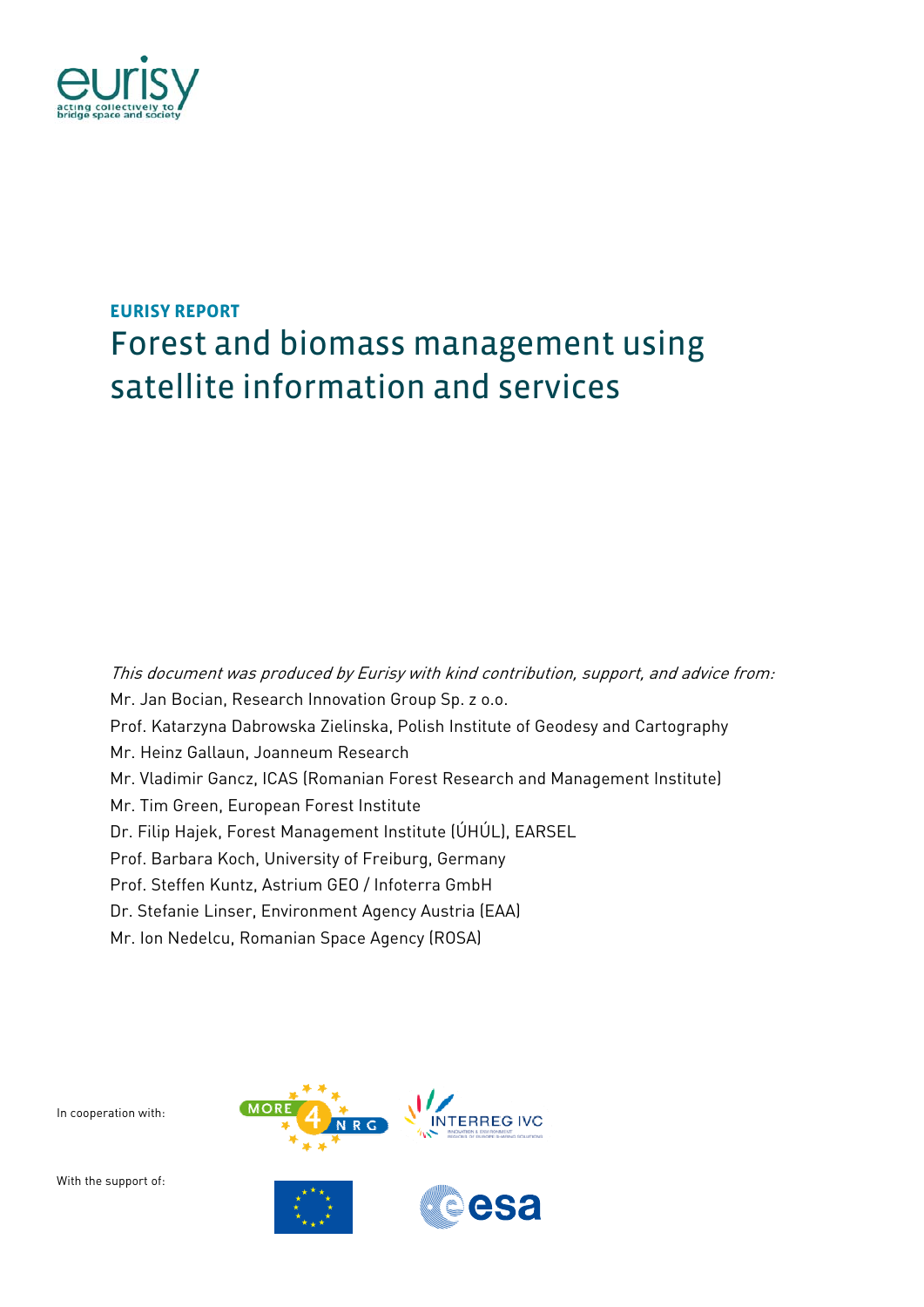**EURISY REPORT**

# Forest and biomass management using satellite information and services

*This document was produced by Eurisy with kind contribution, support, and advice from:*

Mr. Jan Bocian, Research Innovation Group Sp. z o.o.
Prof. Katarzyna Dabrowska Zielinska, Polish Institute of Geodesy and Cartography
Mr. Heinz Gallaun, Joanneum Research
Mr. Vladimir Gancz, ICAS (Romanian Forest Research and Management Institute)
Mr. Tim Green, European Forest Institute
Dr. Filip Hajek, Forest Management Institute (ÚHÚL), EARSEL
Prof. Barbara Koch, University of Freiburg, Germany
Prof. Steffen Kuntz, Astrium GEO / Infoterra GmbH
Dr. Stefanie Linser, Environment Agency Austria (EAA)
Mr. Ion Nedelcu, Romanian Space Agency (ROSA)

In cooperation with:

With the support of: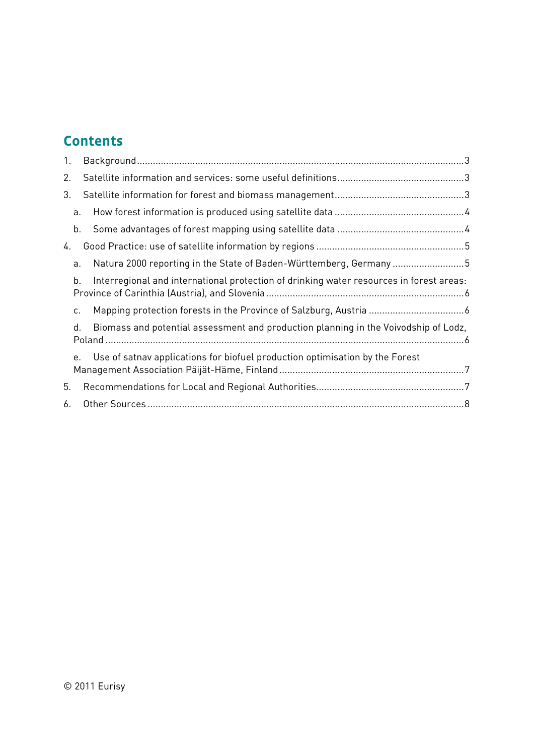## Contents

1. Background......3
2. Satellite information and services: some useful definitions......3
3. Satellite information for forest and biomass management......3
   a. How forest information is produced using satellite data......4
   b. Some advantages of forest mapping using satellite data......4
4. Good Practice: use of satellite information by regions......5
   a. Natura 2000 reporting in the State of Baden-Württemberg, Germany......5
   b. Interregional and international protection of drinking water resources in forest areas: Province of Carinthia (Austria), and Slovenia......6
   c. Mapping protection forests in the Province of Salzburg, Austria......6
   d. Biomass and potential assessment and production planning in the Voivodship of Lodz, Poland......6
   e. Use of satnav applications for biofuel production optimisation by the Forest Management Association Päijät-Häme, Finland......7
5. Recommendations for Local and Regional Authorities......7
6. Other Sources......8

© 2011 Eurisy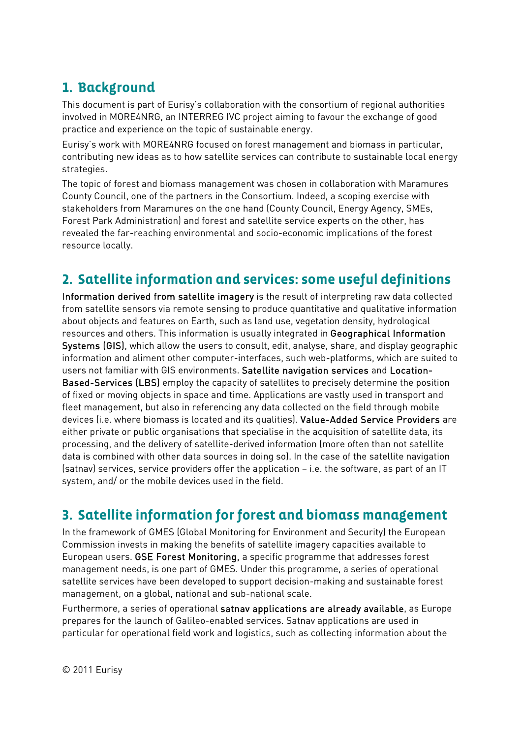## 1. Background

This document is part of Eurisy's collaboration with the consortium of regional authorities involved in MORE4NRG, an INTERREG IVC project aiming to favour the exchange of good practice and experience on the topic of sustainable energy.

Eurisy's work with MORE4NRG focused on forest management and biomass in particular, contributing new ideas as to how satellite services can contribute to sustainable local energy strategies.

The topic of forest and biomass management was chosen in collaboration with Maramures County Council, one of the partners in the Consortium. Indeed, a scoping exercise with stakeholders from Maramures on the one hand (County Council, Energy Agency, SMEs, Forest Park Administration) and forest and satellite service experts on the other, has revealed the far-reaching environmental and socio-economic implications of the forest resource locally.

## 2. Satellite information and services: some useful definitions

**Information derived from satellite imagery** is the result of interpreting raw data collected from satellite sensors via remote sensing to produce quantitative and qualitative information about objects and features on Earth, such as land use, vegetation density, hydrological resources and others. This information is usually integrated in **Geographical Information Systems (GIS)**, which allow the users to consult, edit, analyse, share, and display geographic information and aliment other computer-interfaces, such web-platforms, which are suited to users not familiar with GIS environments. **Satellite navigation services** and **Location-Based-Services (LBS)** employ the capacity of satellites to precisely determine the position of fixed or moving objects in space and time. Applications are vastly used in transport and fleet management, but also in referencing any data collected on the field through mobile devices (i.e. where biomass is located and its qualities). **Value-Added Service Providers** are either private or public organisations that specialise in the acquisition of satellite data, its processing, and the delivery of satellite-derived information (more often than not satellite data is combined with other data sources in doing so). In the case of the satellite navigation (satnav) services, service providers offer the application – i.e. the software, as part of an IT system, and/ or the mobile devices used in the field.

## 3. Satellite information for forest and biomass management

In the framework of GMES (Global Monitoring for Environment and Security) the European Commission invests in making the benefits of satellite imagery capacities available to European users. **GSE Forest Monitoring**, a specific programme that addresses forest management needs, is one part of GMES. Under this programme, a series of operational satellite services have been developed to support decision-making and sustainable forest management, on a global, national and sub-national scale.

Furthermore, a series of operational **satnav applications are already available**, as Europe prepares for the launch of Galileo-enabled services. Satnav applications are used in particular for operational field work and logistics, such as collecting information about the

© 2011 Eurisy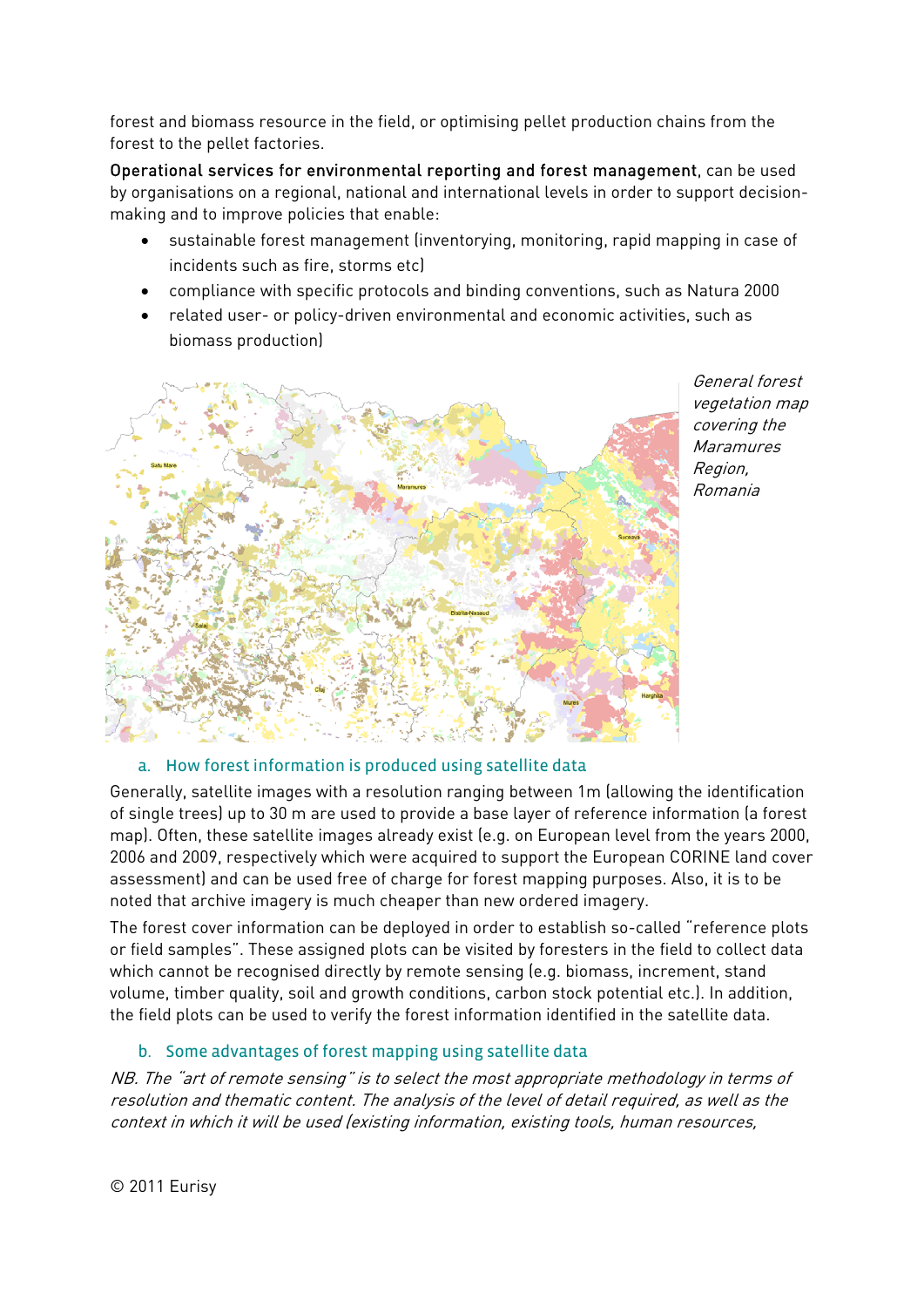forest and biomass resource in the field, or optimising pellet production chains from the forest to the pellet factories.

**Operational services for environmental reporting and forest management**, can be used by organisations on a regional, national and international levels in order to support decision-making and to improve policies that enable:

- sustainable forest management (inventorying, monitoring, rapid mapping in case of incidents such as fire, storms etc)
- compliance with specific protocols and binding conventions, such as Natura 2000
- related user- or policy-driven environmental and economic activities, such as biomass production)

*General forest vegetation map covering the Maramures Region, Romania*

### a. How forest information is produced using satellite data

Generally, satellite images with a resolution ranging between 1m (allowing the identification of single trees) up to 30 m are used to provide a base layer of reference information (a forest map). Often, these satellite images already exist (e.g. on European level from the years 2000, 2006 and 2009, respectively which were acquired to support the European CORINE land cover assessment) and can be used free of charge for forest mapping purposes. Also, it is to be noted that archive imagery is much cheaper than new ordered imagery.

The forest cover information can be deployed in order to establish so-called "reference plots or field samples". These assigned plots can be visited by foresters in the field to collect data which cannot be recognised directly by remote sensing (e.g. biomass, increment, stand volume, timber quality, soil and growth conditions, carbon stock potential etc.). In addition, the field plots can be used to verify the forest information identified in the satellite data.

### b. Some advantages of forest mapping using satellite data

*NB. The "art of remote sensing" is to select the most appropriate methodology in terms of resolution and thematic content. The analysis of the level of detail required, as well as the context in which it will be used (existing information, existing tools, human resources,*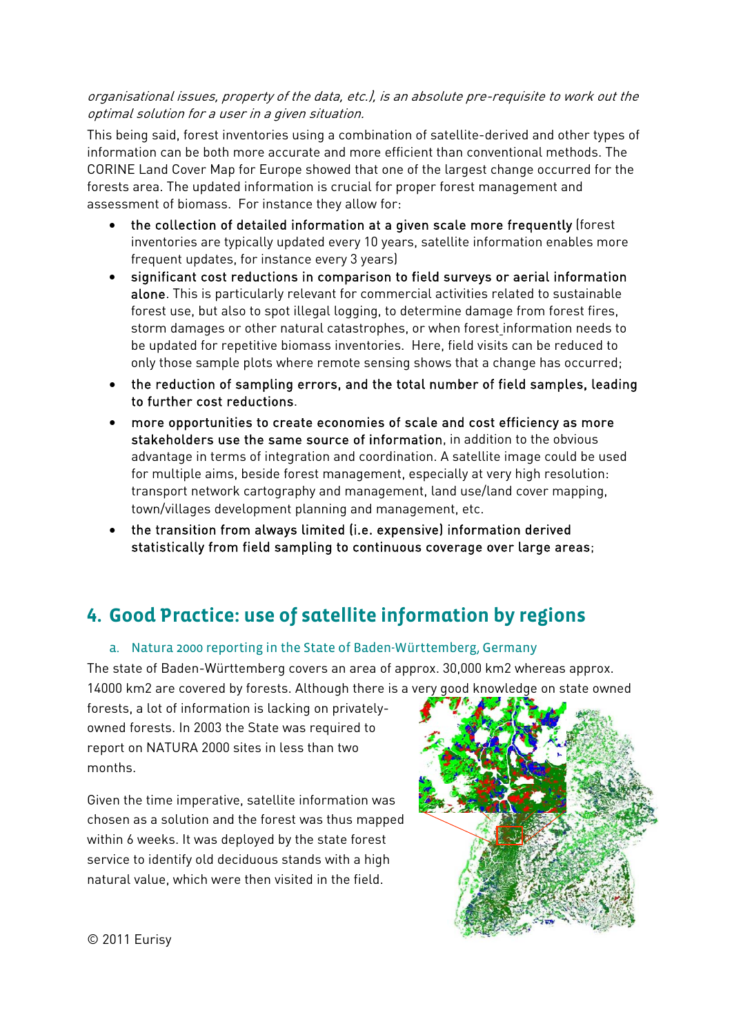*organisational issues, property of the data, etc.), is an absolute pre-requisite to work out the optimal solution for a user in a given situation.*

This being said, forest inventories using a combination of satellite-derived and other types of information can be both more accurate and more efficient than conventional methods. The CORINE Land Cover Map for Europe showed that one of the largest change occurred for the forests area. The updated information is crucial for proper forest management and assessment of biomass. For instance they allow for:

- the collection of detailed information at a given scale more frequently (forest inventories are typically updated every 10 years, satellite information enables more frequent updates, for instance every 3 years)
- significant cost reductions in comparison to field surveys or aerial information alone. This is particularly relevant for commercial activities related to sustainable forest use, but also to spot illegal logging, to determine damage from forest fires, storm damages or other natural catastrophes, or when forest information needs to be updated for repetitive biomass inventories. Here, field visits can be reduced to only those sample plots where remote sensing shows that a change has occurred;
- the reduction of sampling errors, and the total number of field samples, leading to further cost reductions.
- more opportunities to create economies of scale and cost efficiency as more stakeholders use the same source of information, in addition to the obvious advantage in terms of integration and coordination. A satellite image could be used for multiple aims, beside forest management, especially at very high resolution: transport network cartography and management, land use/land cover mapping, town/villages development planning and management, etc.
- the transition from always limited (i.e. expensive) information derived statistically from field sampling to continuous coverage over large areas;

## 4. Good Practice: use of satellite information by regions

### a. Natura 2000 reporting in the State of Baden-Württemberg, Germany

The state of Baden-Württemberg covers an area of approx. 30,000 km2 whereas approx. 14000 km2 are covered by forests. Although there is a very good knowledge on state owned forests, a lot of information is lacking on privately-owned forests. In 2003 the State was required to report on NATURA 2000 sites in less than two months.

Given the time imperative, satellite information was chosen as a solution and the forest was thus mapped within 6 weeks. It was deployed by the state forest service to identify old deciduous stands with a high natural value, which were then visited in the field.

© 2011 Eurisy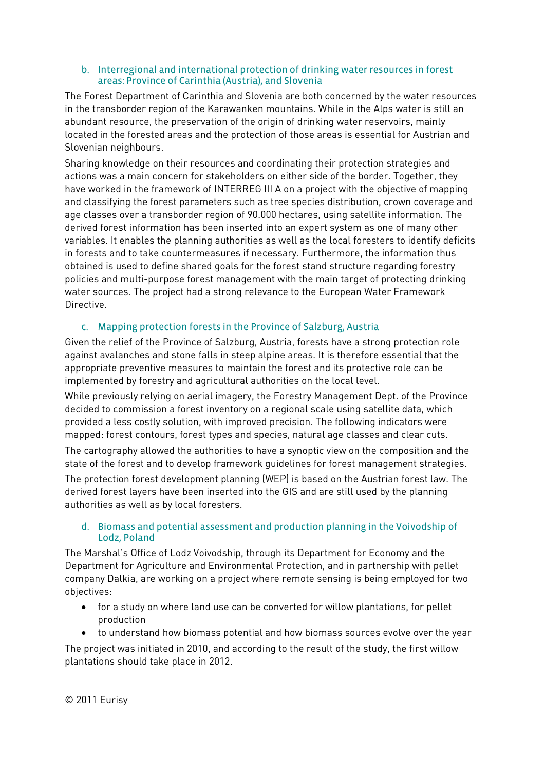### b. Interregional and international protection of drinking water resources in forest areas: Province of Carinthia (Austria), and Slovenia

The Forest Department of Carinthia and Slovenia are both concerned by the water resources in the transborder region of the Karawanken mountains. While in the Alps water is still an abundant resource, the preservation of the origin of drinking water reservoirs, mainly located in the forested areas and the protection of those areas is essential for Austrian and Slovenian neighbours.

Sharing knowledge on their resources and coordinating their protection strategies and actions was a main concern for stakeholders on either side of the border. Together, they have worked in the framework of INTERREG III A on a project with the objective of mapping and classifying the forest parameters such as tree species distribution, crown coverage and age classes over a transborder region of 90.000 hectares, using satellite information. The derived forest information has been inserted into an expert system as one of many other variables. It enables the planning authorities as well as the local foresters to identify deficits in forests and to take countermeasures if necessary. Furthermore, the information thus obtained is used to define shared goals for the forest stand structure regarding forestry policies and multi-purpose forest management with the main target of protecting drinking water sources. The project had a strong relevance to the European Water Framework Directive.

### c. Mapping protection forests in the Province of Salzburg, Austria

Given the relief of the Province of Salzburg, Austria, forests have a strong protection role against avalanches and stone falls in steep alpine areas. It is therefore essential that the appropriate preventive measures to maintain the forest and its protective role can be implemented by forestry and agricultural authorities on the local level.

While previously relying on aerial imagery, the Forestry Management Dept. of the Province decided to commission a forest inventory on a regional scale using satellite data, which provided a less costly solution, with improved precision. The following indicators were mapped: forest contours, forest types and species, natural age classes and clear cuts.

The cartography allowed the authorities to have a synoptic view on the composition and the state of the forest and to develop framework guidelines for forest management strategies.

The protection forest development planning (WEP) is based on the Austrian forest law. The derived forest layers have been inserted into the GIS and are still used by the planning authorities as well as by local foresters.

### d. Biomass and potential assessment and production planning in the Voivodship of Lodz, Poland

The Marshal's Office of Lodz Voivodship, through its Department for Economy and the Department for Agriculture and Environmental Protection, and in partnership with pellet company Dalkia, are working on a project where remote sensing is being employed for two objectives:

- for a study on where land use can be converted for willow plantations, for pellet production
- to understand how biomass potential and how biomass sources evolve over the year

The project was initiated in 2010, and according to the result of the study, the first willow plantations should take place in 2012.

© 2011 Eurisy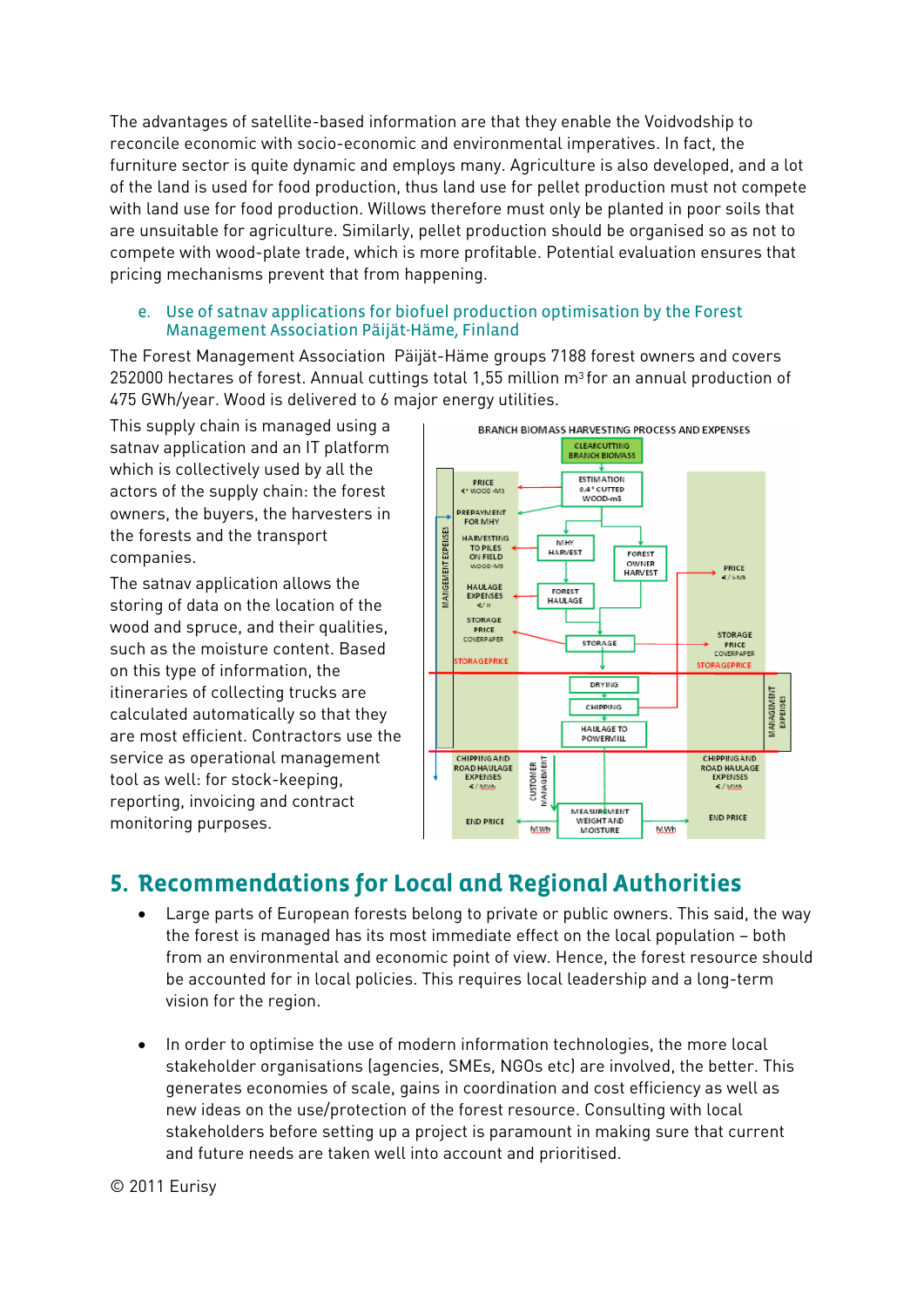The advantages of satellite-based information are that they enable the Voidvodship to reconcile economic with socio-economic and environmental imperatives. In fact, the furniture sector is quite dynamic and employs many. Agriculture is also developed, and a lot of the land is used for food production, thus land use for pellet production must not compete with land use for food production. Willows therefore must only be planted in poor soils that are unsuitable for agriculture. Similarly, pellet production should be organised so as not to compete with wood-plate trade, which is more profitable. Potential evaluation ensures that pricing mechanisms prevent that from happening.

### e. Use of satnav applications for biofuel production optimisation by the Forest Management Association Päijät-Häme, Finland

The Forest Management Association Päijät-Häme groups 7188 forest owners and covers 252000 hectares of forest. Annual cuttings total 1,55 million $m^3$ for an annual production of 475 GWh/year. Wood is delivered to 6 major energy utilities.

This supply chain is managed using a satnav application and an IT platform which is collectively used by all the actors of the supply chain: the forest owners, the buyers, the harvesters in the forests and the transport companies.

The satnav application allows the storing of data on the location of the wood and spruce, and their qualities, such as the moisture content. Based on this type of information, the itineraries of collecting trucks are calculated automatically so that they are most efficient. Contractors use the service as operational management tool as well: for stock-keeping, reporting, invoicing and contract monitoring purposes.

## 5. Recommendations for Local and Regional Authorities

- Large parts of European forests belong to private or public owners. This said, the way the forest is managed has its most immediate effect on the local population – both from an environmental and economic point of view. Hence, the forest resource should be accounted for in local policies. This requires local leadership and a long-term vision for the region.

- In order to optimise the use of modern information technologies, the more local stakeholder organisations (agencies, SMEs, NGOs etc) are involved, the better. This generates economies of scale, gains in coordination and cost efficiency as well as new ideas on the use/protection of the forest resource. Consulting with local stakeholders before setting up a project is paramount in making sure that current and future needs are taken well into account and prioritised.

© 2011 Eurisy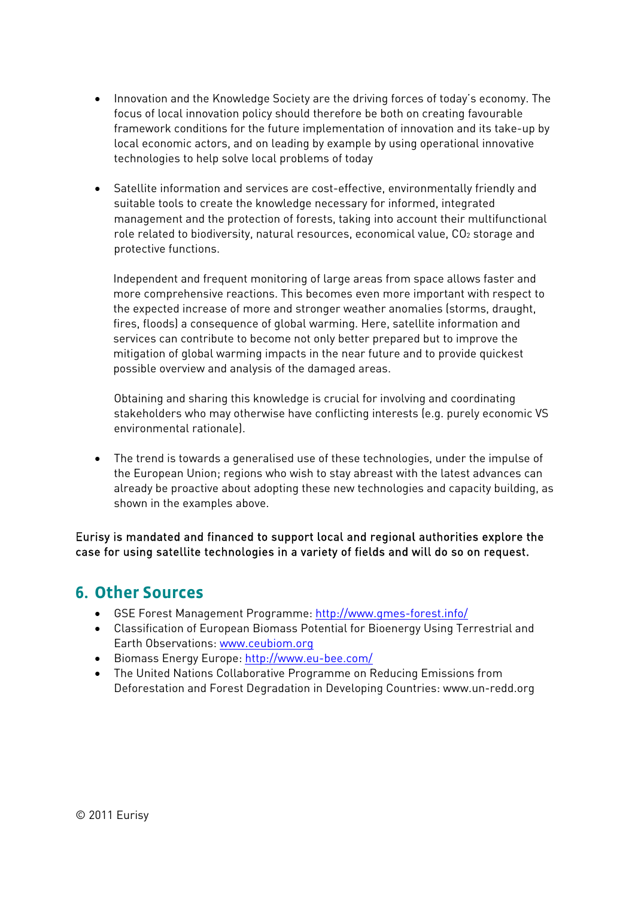- Innovation and the Knowledge Society are the driving forces of today's economy. The focus of local innovation policy should therefore be both on creating favourable framework conditions for the future implementation of innovation and its take-up by local economic actors, and on leading by example by using operational innovative technologies to help solve local problems of today

- Satellite information and services are cost-effective, environmentally friendly and suitable tools to create the knowledge necessary for informed, integrated management and the protection of forests, taking into account their multifunctional role related to biodiversity, natural resources, economical value, $CO_2$ storage and protective functions.

  Independent and frequent monitoring of large areas from space allows faster and more comprehensive reactions. This becomes even more important with respect to the expected increase of more and stronger weather anomalies (storms, draught, fires, floods) a consequence of global warming. Here, satellite information and services can contribute to become not only better prepared but to improve the mitigation of global warming impacts in the near future and to provide quickest possible overview and analysis of the damaged areas.

  Obtaining and sharing this knowledge is crucial for involving and coordinating stakeholders who may otherwise have conflicting interests (e.g. purely economic VS environmental rationale).

- The trend is towards a generalised use of these technologies, under the impulse of the European Union; regions who wish to stay abreast with the latest advances can already be proactive about adopting these new technologies and capacity building, as shown in the examples above.

Eurisy is mandated and financed to support local and regional authorities explore the case for using satellite technologies in a variety of fields and will do so on request.

## 6. Other Sources

- GSE Forest Management Programme: http://www.gmes-forest.info/
- Classification of European Biomass Potential for Bioenergy Using Terrestrial and Earth Observations: www.ceubiom.org
- Biomass Energy Europe: http://www.eu-bee.com/
- The United Nations Collaborative Programme on Reducing Emissions from Deforestation and Forest Degradation in Developing Countries: www.un-redd.org

© 2011 Eurisy